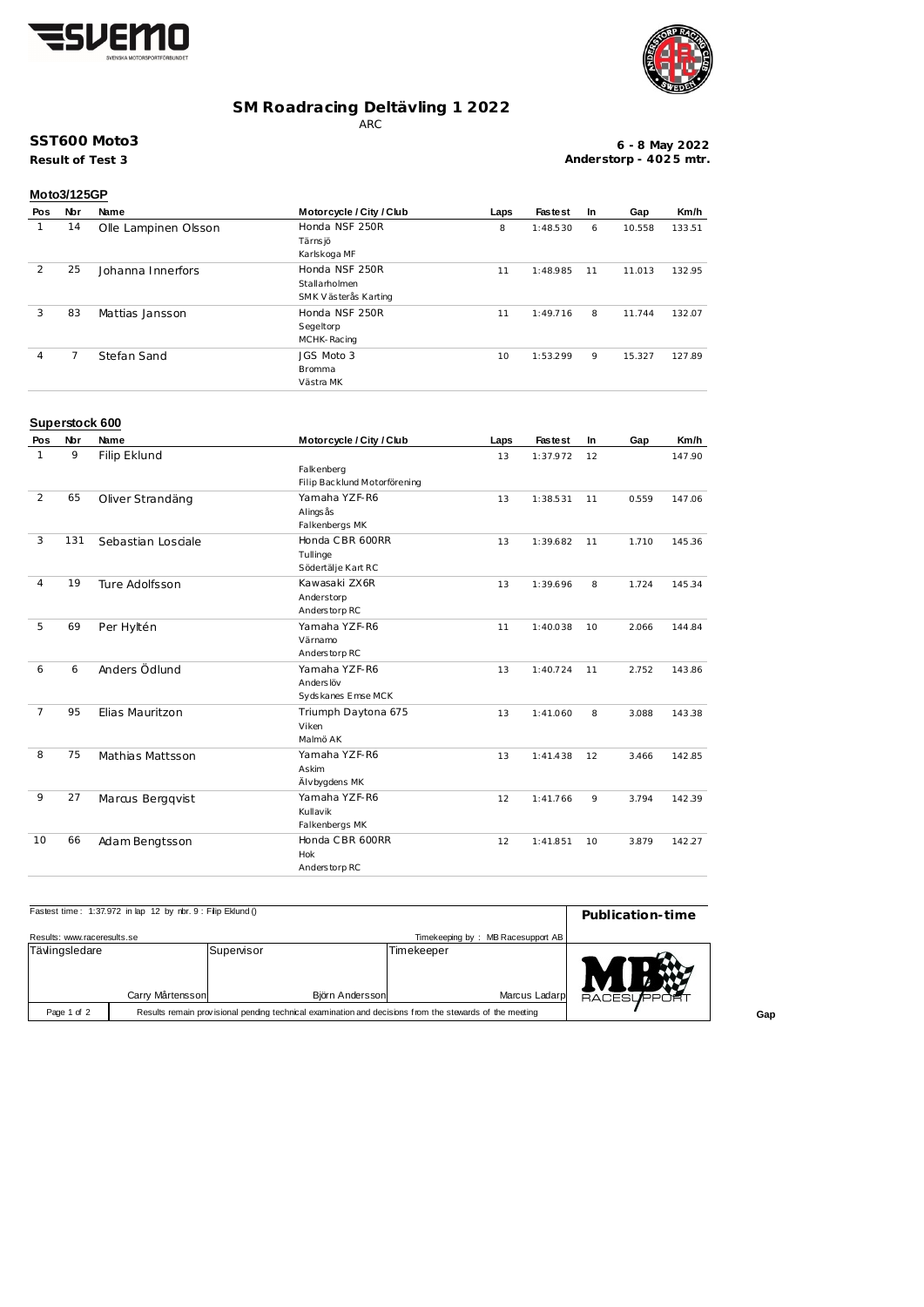# SM Roadracing Deltävling 1 2022

ARC

## SST600 Moto3

**Result of Test 3**

**6 - 8 May 2022**
**Anderstorp - 4025 mtr.**

### Moto3/125GP

| Pos | Nbr | Name | Motorcycle / City / Club | Laps | Fastest | In | Gap | Km/h |
|---|---|---|---|---|---|---|---|---|
| 1 | 14 | Olle Lampinen Olsson | Honda NSF 250R<br>Tärnsjö<br>Karlskoga MF | 8 | 1:48.530 | 6 | 10.558 | 133.51 |
| 2 | 25 | Johanna Innerfors | Honda NSF 250R<br>Stallarholmen<br>SMK Västerås Karting | 11 | 1:48.985 | 11 | 11.013 | 132.95 |
| 3 | 83 | Mattias Jansson | Honda NSF 250R<br>Segeltorp<br>MCHK-Racing | 11 | 1:49.716 | 8 | 11.744 | 132.07 |
| 4 | 7 | Stefan Sand | JGS Moto 3<br>Bromma<br>Västra MK | 10 | 1:53.299 | 9 | 15.327 | 127.89 |

### Superstock 600

| Pos | Nbr | Name | Motorcycle / City / Club | Laps | Fastest | In | Gap | Km/h |
|---|---|---|---|---|---|---|---|---|
| 1 | 9 | Filip Eklund | Falkenberg<br>Filip Backlund Motorförening | 13 | 1:37.972 | 12 | | 147.90 |
| 2 | 65 | Oliver Strandäng | Yamaha YZF-R6<br>Alingsås<br>Falkenbergs MK | 13 | 1:38.531 | 11 | 0.559 | 147.06 |
| 3 | 131 | Sebastian Losciale | Honda CBR 600RR<br>Tullinge<br>Södertälje Kart RC | 13 | 1:39.682 | 11 | 1.710 | 145.36 |
| 4 | 19 | Ture Adolfsson | Kawasaki ZX6R<br>Anderstorp<br>Anderstorp RC | 13 | 1:39.696 | 8 | 1.724 | 145.34 |
| 5 | 69 | Per Hyltén | Yamaha YZF-R6<br>Värnamo<br>Anderstorp RC | 11 | 1:40.038 | 10 | 2.066 | 144.84 |
| 6 | 6 | Anders Ödlund | Yamaha YZF-R6<br>Anderslöv<br>Sydskanes Emse MCK | 13 | 1:40.724 | 11 | 2.752 | 143.86 |
| 7 | 95 | Elias Mauritzon | Triumph Daytona 675<br>Viken<br>Malmö AK | 13 | 1:41.060 | 8 | 3.088 | 143.38 |
| 8 | 75 | Mathias Mattsson | Yamaha YZF-R6<br>Askim<br>Älvbygdens MK | 13 | 1:41.438 | 12 | 3.466 | 142.85 |
| 9 | 27 | Marcus Bergqvist | Yamaha YZF-R6<br>Kullavik<br>Falkenbergs MK | 12 | 1:41.766 | 9 | 3.794 | 142.39 |
| 10 | 66 | Adam Bengtsson | Honda CBR 600RR<br>Hok<br>Anderstorp RC | 12 | 1:41.851 | 10 | 3.879 | 142.27 |

Fastest time: 1:37.972 in lap 12 by nbr. 9 : Filip Eklund ()

**Publication-time**

Results: www.raceresults.se

Timekeeping by : MB Racesupport AB

| Tävlingsledare | Supervisor | Timekeeper |
|---|---|---|
| Carry Mårtensson | Björn Andersson | Marcus Ladarp |

Results remain provisional pending technical examination and decisions from the stewards of the meeting

Gap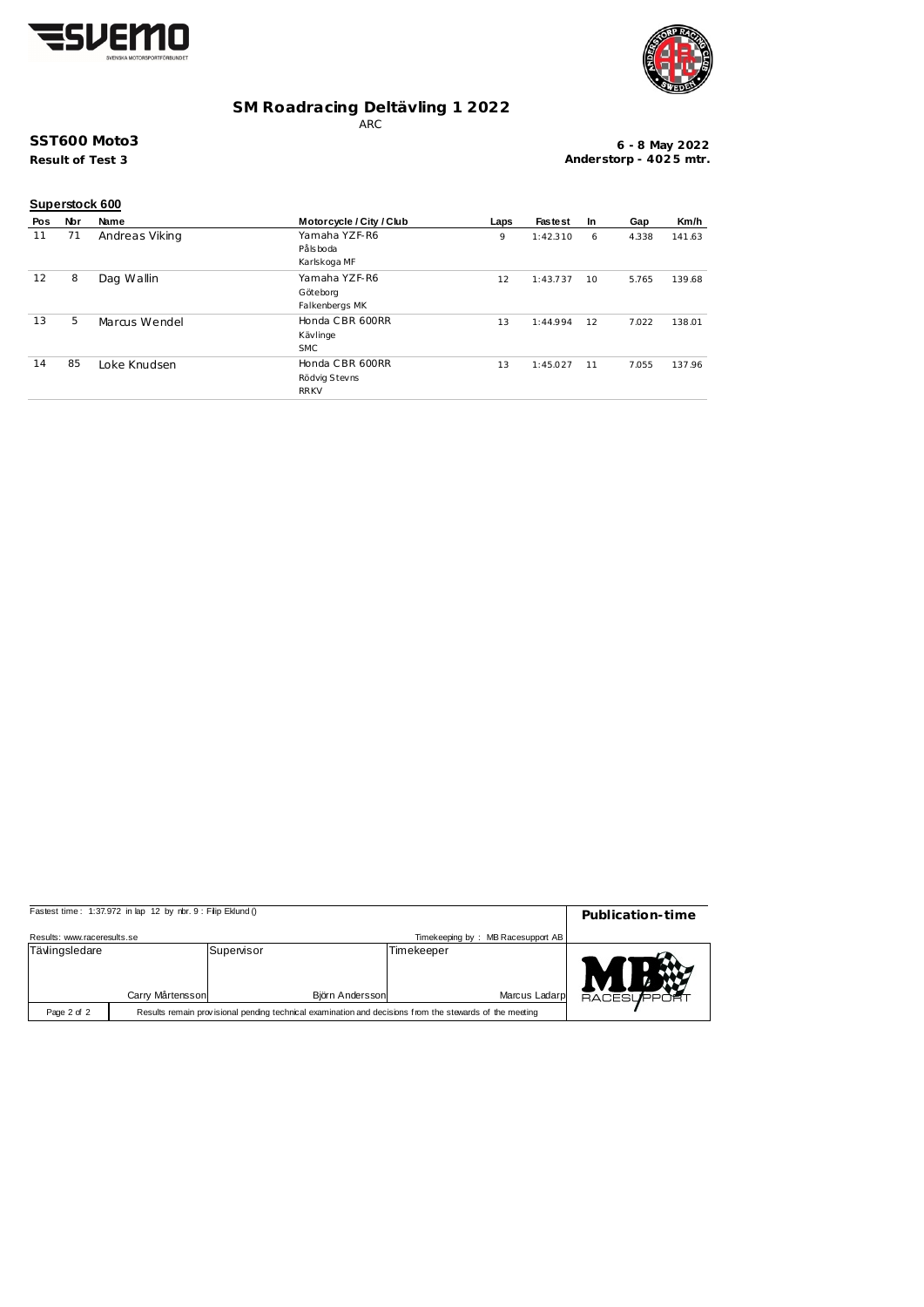# SM Roadracing Deltävling 1 2022

ARC

**SST600 Moto3**

**Result of Test 3**

**6 - 8 May 2022**
**Anderstorp - 4025 mtr.**

**Superstock 600**

| Pos | Nbr | Name | Motorcycle / City / Club | Laps | Fastest | In | Gap | Km/h |
|---|---|---|---|---|---|---|---|---|
| 11 | 71 | Andreas Viking | Yamaha YZF-R6<br>Pålsboda<br>Karlskoga MF | 9 | 1:42.310 | 6 | 4.338 | 141.63 |
| 12 | 8 | Dag Wallin | Yamaha YZF-R6<br>Göteborg<br>Falkenbergs MK | 12 | 1:43.737 | 10 | 5.765 | 139.68 |
| 13 | 5 | Marcus Wendel | Honda CBR 600RR<br>Kävlinge<br>SMC | 13 | 1:44.994 | 12 | 7.022 | 138.01 |
| 14 | 85 | Loke Knudsen | Honda CBR 600RR<br>Rödvig Stevns<br>RRKV | 13 | 1:45.027 | 11 | 7.055 | 137.96 |

Fastest time : 1:37.972 in lap 12 by nbr. 9 : Filip Eklund ()

**Publication-time**

Results: www.raceresults.se

Timekeeping by : MB Racesupport AB

| Tävlingsledare | Supervisor | Timekeeper |
|---|---|---|
| Carry Mårtensson | Björn Andersson | Marcus Ladarp |

Results remain provisional pending technical examination and decisions from the stewards of the meeting